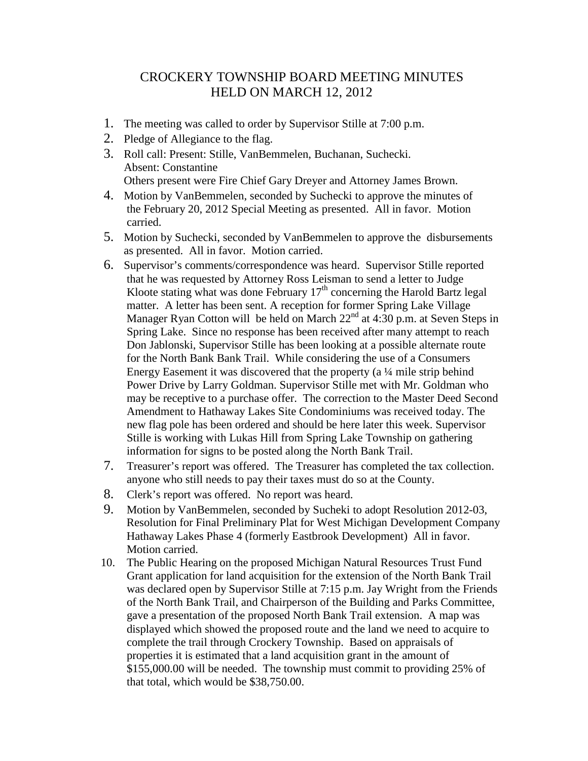# CROCKERY TOWNSHIP BOARD MEETING MINUTES
## HELD ON MARCH 12, 2012

1. The meeting was called to order by Supervisor Stille at 7:00 p.m.
2. Pledge of Allegiance to the flag.
3. Roll call: Present: Stille, VanBemmelen, Buchanan, Suchecki.
   Absent: Constantine
   Others present were Fire Chief Gary Dreyer and Attorney James Brown.
4. Motion by VanBemmelen, seconded by Suchecki to approve the minutes of the February 20, 2012 Special Meeting as presented. All in favor. Motion carried.
5. Motion by Suchecki, seconded by VanBemmelen to approve the disbursements as presented. All in favor. Motion carried.
6. Supervisor's comments/correspondence was heard. Supervisor Stille reported that he was requested by Attorney Ross Leisman to send a letter to Judge Kloote stating what was done February 17th concerning the Harold Bartz legal matter. A letter has been sent. A reception for former Spring Lake Village Manager Ryan Cotton will be held on March 22nd at 4:30 p.m. at Seven Steps in Spring Lake. Since no response has been received after many attempt to reach Don Jablonski, Supervisor Stille has been looking at a possible alternate route for the North Bank Bank Trail. While considering the use of a Consumers Energy Easement it was discovered that the property (a ¼ mile strip behind Power Drive by Larry Goldman. Supervisor Stille met with Mr. Goldman who may be receptive to a purchase offer. The correction to the Master Deed Second Amendment to Hathaway Lakes Site Condominiums was received today. The new flag pole has been ordered and should be here later this week. Supervisor Stille is working with Lukas Hill from Spring Lake Township on gathering information for signs to be posted along the North Bank Trail.
7. Treasurer's report was offered. The Treasurer has completed the tax collection. anyone who still needs to pay their taxes must do so at the County.
8. Clerk's report was offered. No report was heard.
9. Motion by VanBemmelen, seconded by Sucheki to adopt Resolution 2012-03, Resolution for Final Preliminary Plat for West Michigan Development Company Hathaway Lakes Phase 4 (formerly Eastbrook Development) All in favor. Motion carried.
10. The Public Hearing on the proposed Michigan Natural Resources Trust Fund Grant application for land acquisition for the extension of the North Bank Trail was declared open by Supervisor Stille at 7:15 p.m. Jay Wright from the Friends of the North Bank Trail, and Chairperson of the Building and Parks Committee, gave a presentation of the proposed North Bank Trail extension. A map was displayed which showed the proposed route and the land we need to acquire to complete the trail through Crockery Township. Based on appraisals of properties it is estimated that a land acquisition grant in the amount of $155,000.00 will be needed. The township must commit to providing 25% of that total, which would be $38,750.00.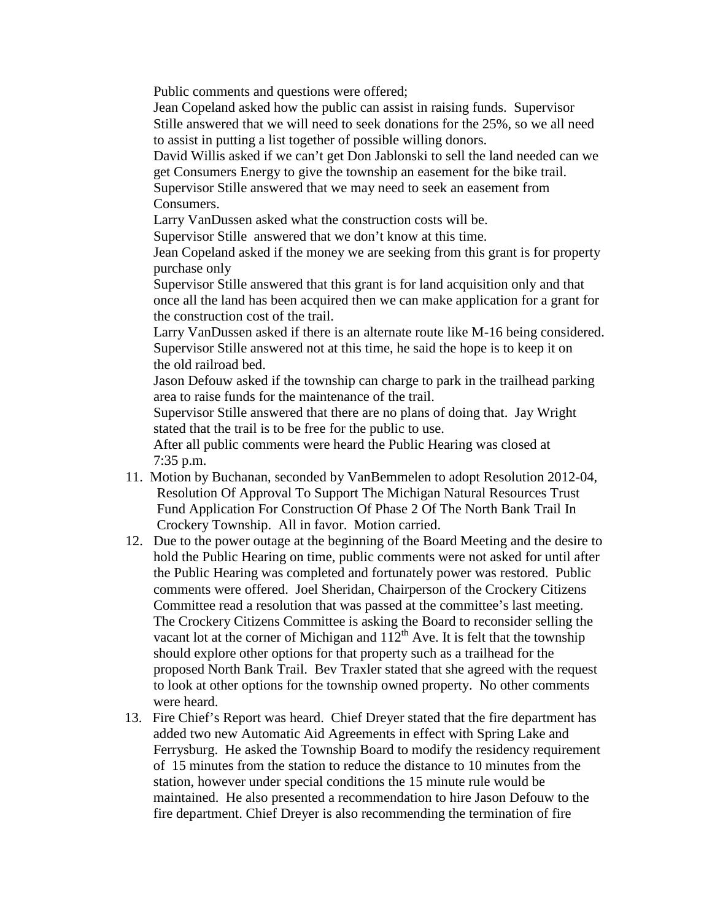Public comments and questions were offered;

Jean Copeland asked how the public can assist in raising funds. Supervisor Stille answered that we will need to seek donations for the 25%, so we all need to assist in putting a list together of possible willing donors.

David Willis asked if we can't get Don Jablonski to sell the land needed can we get Consumers Energy to give the township an easement for the bike trail. Supervisor Stille answered that we may need to seek an easement from Consumers.

Larry VanDussen asked what the construction costs will be.

Supervisor Stille answered that we don't know at this time.

Jean Copeland asked if the money we are seeking from this grant is for property purchase only

Supervisor Stille answered that this grant is for land acquisition only and that once all the land has been acquired then we can make application for a grant for the construction cost of the trail.

Larry VanDussen asked if there is an alternate route like M-16 being considered. Supervisor Stille answered not at this time, he said the hope is to keep it on the old railroad bed.

Jason Defouw asked if the township can charge to park in the trailhead parking area to raise funds for the maintenance of the trail.

Supervisor Stille answered that there are no plans of doing that. Jay Wright stated that the trail is to be free for the public to use.

After all public comments were heard the Public Hearing was closed at 7:35 p.m.

11. Motion by Buchanan, seconded by VanBemmelen to adopt Resolution 2012-04, Resolution Of Approval To Support The Michigan Natural Resources Trust Fund Application For Construction Of Phase 2 Of The North Bank Trail In Crockery Township. All in favor. Motion carried.
12. Due to the power outage at the beginning of the Board Meeting and the desire to hold the Public Hearing on time, public comments were not asked for until after the Public Hearing was completed and fortunately power was restored. Public comments were offered. Joel Sheridan, Chairperson of the Crockery Citizens Committee read a resolution that was passed at the committee's last meeting. The Crockery Citizens Committee is asking the Board to reconsider selling the vacant lot at the corner of Michigan and 112th Ave. It is felt that the township should explore other options for that property such as a trailhead for the proposed North Bank Trail. Bev Traxler stated that she agreed with the request to look at other options for the township owned property. No other comments were heard.
13. Fire Chief's Report was heard. Chief Dreyer stated that the fire department has added two new Automatic Aid Agreements in effect with Spring Lake and Ferrysburg. He asked the Township Board to modify the residency requirement of 15 minutes from the station to reduce the distance to 10 minutes from the station, however under special conditions the 15 minute rule would be maintained. He also presented a recommendation to hire Jason Defouw to the fire department. Chief Dreyer is also recommending the termination of fire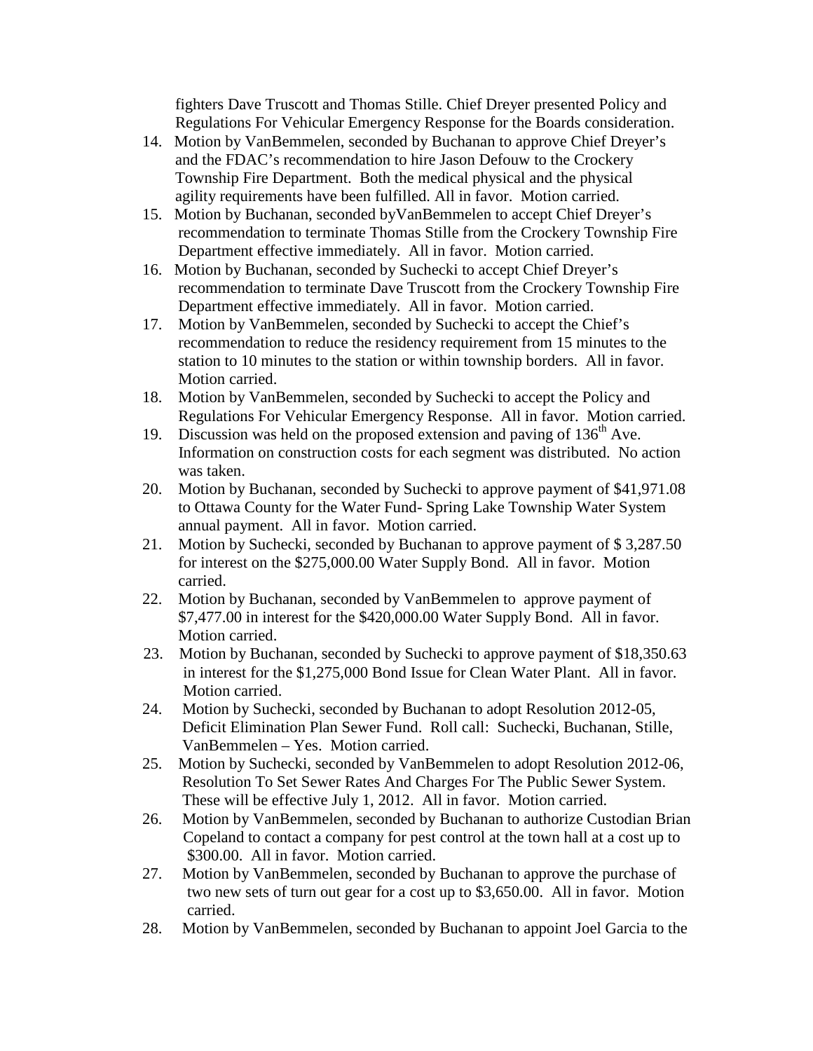fighters Dave Truscott and Thomas Stille. Chief Dreyer presented Policy and Regulations For Vehicular Emergency Response for the Boards consideration.

14. Motion by VanBemmelen, seconded by Buchanan to approve Chief Dreyer's and the FDAC's recommendation to hire Jason Defouw to the Crockery Township Fire Department. Both the medical physical and the physical agility requirements have been fulfilled. All in favor. Motion carried.
15. Motion by Buchanan, seconded byVanBemmelen to accept Chief Dreyer's recommendation to terminate Thomas Stille from the Crockery Township Fire Department effective immediately. All in favor. Motion carried.
16. Motion by Buchanan, seconded by Suchecki to accept Chief Dreyer's recommendation to terminate Dave Truscott from the Crockery Township Fire Department effective immediately. All in favor. Motion carried.
17. Motion by VanBemmelen, seconded by Suchecki to accept the Chief's recommendation to reduce the residency requirement from 15 minutes to the station to 10 minutes to the station or within township borders. All in favor. Motion carried.
18. Motion by VanBemmelen, seconded by Suchecki to accept the Policy and Regulations For Vehicular Emergency Response. All in favor. Motion carried.
19. Discussion was held on the proposed extension and paving of 136th Ave. Information on construction costs for each segment was distributed. No action was taken.
20. Motion by Buchanan, seconded by Suchecki to approve payment of $41,971.08 to Ottawa County for the Water Fund- Spring Lake Township Water System annual payment. All in favor. Motion carried.
21. Motion by Suchecki, seconded by Buchanan to approve payment of $ 3,287.50 for interest on the $275,000.00 Water Supply Bond. All in favor. Motion carried.
22. Motion by Buchanan, seconded by VanBemmelen to approve payment of $7,477.00 in interest for the $420,000.00 Water Supply Bond. All in favor. Motion carried.
23. Motion by Buchanan, seconded by Suchecki to approve payment of $18,350.63 in interest for the $1,275,000 Bond Issue for Clean Water Plant. All in favor. Motion carried.
24. Motion by Suchecki, seconded by Buchanan to adopt Resolution 2012-05, Deficit Elimination Plan Sewer Fund. Roll call: Suchecki, Buchanan, Stille, VanBemmelen – Yes. Motion carried.
25. Motion by Suchecki, seconded by VanBemmelen to adopt Resolution 2012-06, Resolution To Set Sewer Rates And Charges For The Public Sewer System. These will be effective July 1, 2012. All in favor. Motion carried.
26. Motion by VanBemmelen, seconded by Buchanan to authorize Custodian Brian Copeland to contact a company for pest control at the town hall at a cost up to $300.00. All in favor. Motion carried.
27. Motion by VanBemmelen, seconded by Buchanan to approve the purchase of two new sets of turn out gear for a cost up to $3,650.00. All in favor. Motion carried.
28. Motion by VanBemmelen, seconded by Buchanan to appoint Joel Garcia to the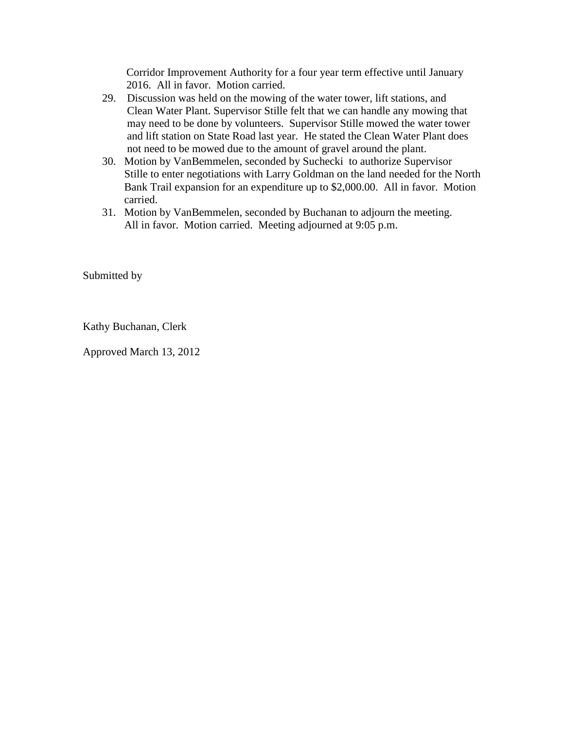Corridor Improvement Authority for a four year term effective until January 2016. All in favor. Motion carried.

29. Discussion was held on the mowing of the water tower, lift stations, and Clean Water Plant. Supervisor Stille felt that we can handle any mowing that may need to be done by volunteers. Supervisor Stille mowed the water tower and lift station on State Road last year. He stated the Clean Water Plant does not need to be mowed due to the amount of gravel around the plant.
30. Motion by VanBemmelen, seconded by Suchecki to authorize Supervisor Stille to enter negotiations with Larry Goldman on the land needed for the North Bank Trail expansion for an expenditure up to $2,000.00. All in favor. Motion carried.
31. Motion by VanBemmelen, seconded by Buchanan to adjourn the meeting. All in favor. Motion carried. Meeting adjourned at 9:05 p.m.

Submitted by

Kathy Buchanan, Clerk

Approved March 13, 2012